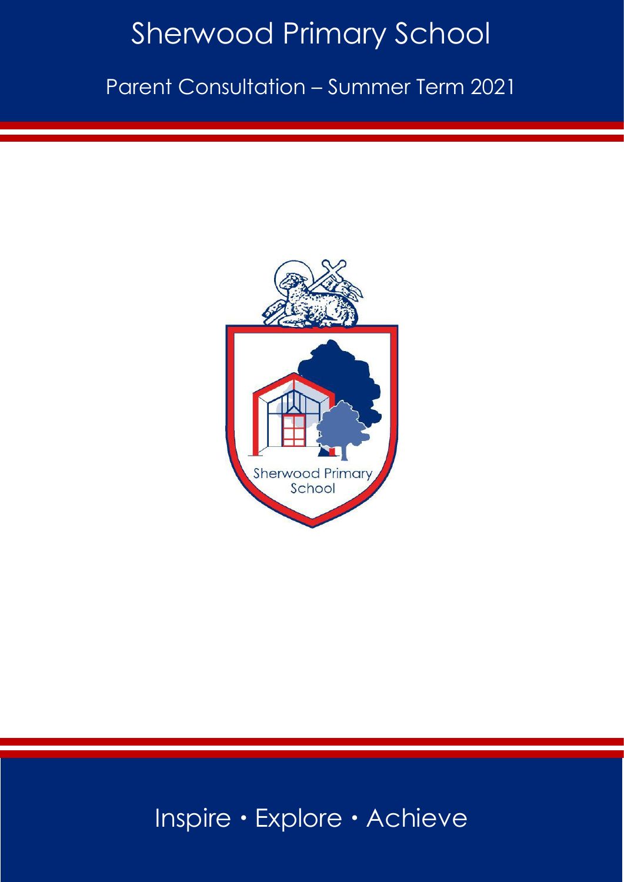# Sherwood Primary School

## Parent Consultation – Summer Term 2021

Sherwood Primary School

Inspire • Explore • Achieve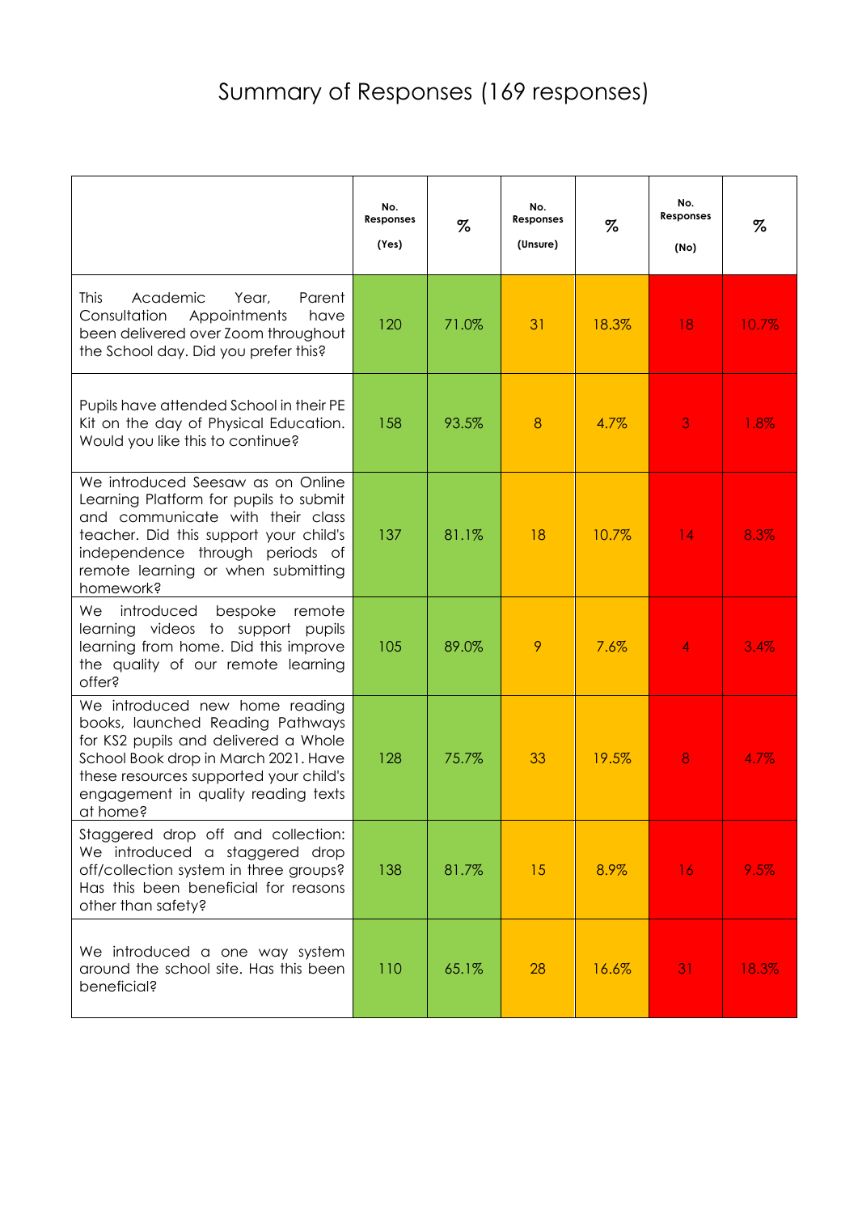# Summary of Responses (169 responses)

| | No. Responses (Yes) | % | No. Responses (Unsure) | % | No. Responses (No) | % |
|---|---|---|---|---|---|---|
| This Academic Year, Parent Consultation Appointments have been delivered over Zoom throughout the School day. Did you prefer this? | 120 | 71.0% | 31 | 18.3% | 18 | 10.7% |
| Pupils have attended School in their PE Kit on the day of Physical Education. Would you like this to continue? | 158 | 93.5% | 8 | 4.7% | 3 | 1.8% |
| We introduced Seesaw as on Online Learning Platform for pupils to submit and communicate with their class teacher. Did this support your child's independence through periods of remote learning or when submitting homework? | 137 | 81.1% | 18 | 10.7% | 14 | 8.3% |
| We introduced bespoke remote learning videos to support pupils learning from home. Did this improve the quality of our remote learning offer? | 105 | 89.0% | 9 | 7.6% | 4 | 3.4% |
| We introduced new home reading books, launched Reading Pathways for KS2 pupils and delivered a Whole School Book drop in March 2021. Have these resources supported your child's engagement in quality reading texts at home? | 128 | 75.7% | 33 | 19.5% | 8 | 4.7% |
| Staggered drop off and collection: We introduced a staggered drop off/collection system in three groups? Has this been beneficial for reasons other than safety? | 138 | 81.7% | 15 | 8.9% | 16 | 9.5% |
| We introduced a one way system around the school site. Has this been beneficial? | 110 | 65.1% | 28 | 16.6% | 31 | 18.3% |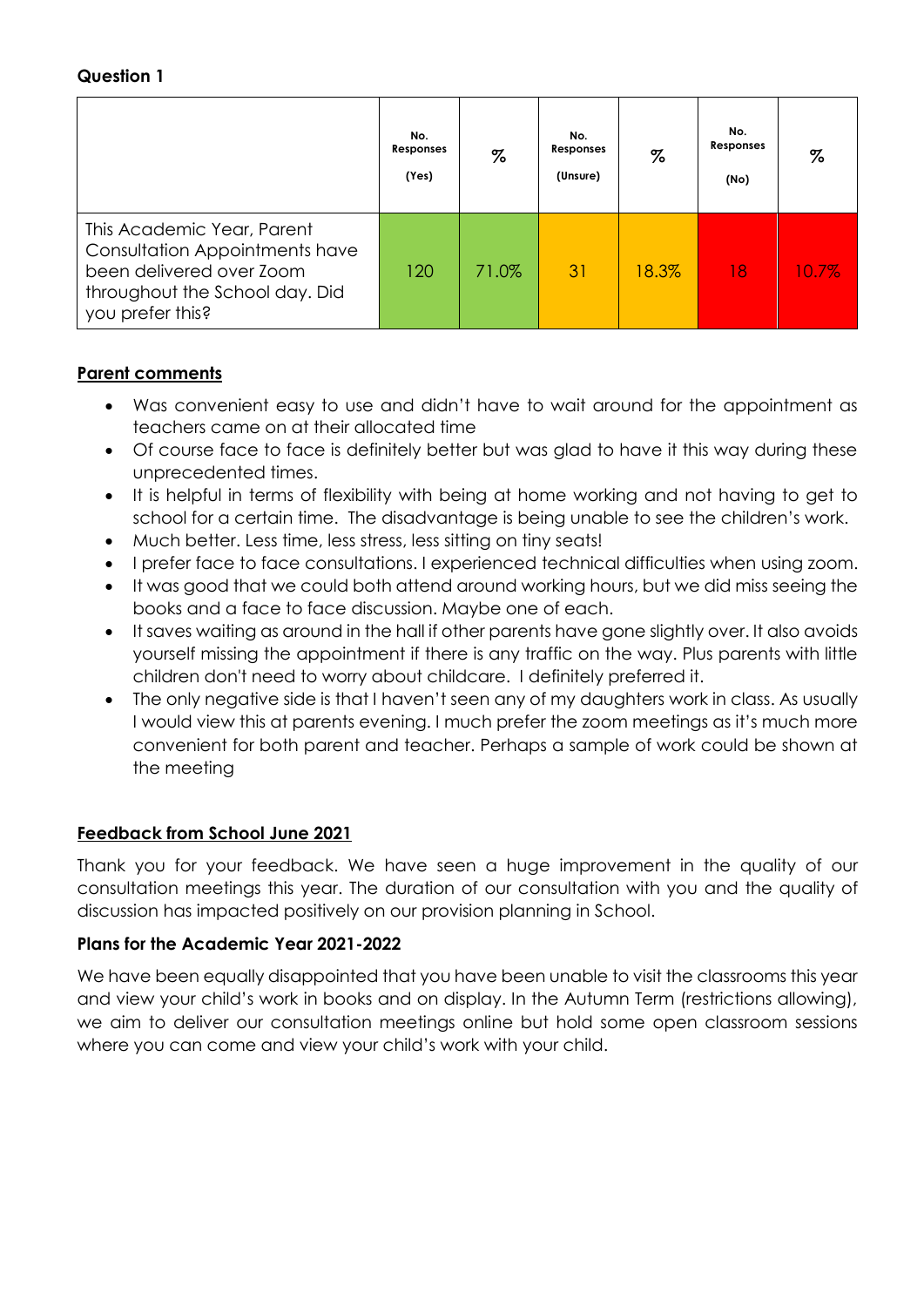**Question 1**

| | No. Responses (Yes) | % | No. Responses (Unsure) | % | No. Responses (No) | % |
|---|---|---|---|---|---|---|
| This Academic Year, Parent Consultation Appointments have been delivered over Zoom throughout the School day. Did you prefer this? | 120 | 71.0% | 31 | 18.3% | 18 | 10.7% |

**Parent comments**

- Was convenient easy to use and didn't have to wait around for the appointment as teachers came on at their allocated time
- Of course face to face is definitely better but was glad to have it this way during these unprecedented times.
- It is helpful in terms of flexibility with being at home working and not having to get to school for a certain time. The disadvantage is being unable to see the children's work.
- Much better. Less time, less stress, less sitting on tiny seats!
- I prefer face to face consultations. I experienced technical difficulties when using zoom.
- It was good that we could both attend around working hours, but we did miss seeing the books and a face to face discussion. Maybe one of each.
- It saves waiting as around in the hall if other parents have gone slightly over. It also avoids yourself missing the appointment if there is any traffic on the way. Plus parents with little children don't need to worry about childcare. I definitely preferred it.
- The only negative side is that I haven't seen any of my daughters work in class. As usually I would view this at parents evening. I much prefer the zoom meetings as it's much more convenient for both parent and teacher. Perhaps a sample of work could be shown at the meeting

**Feedback from School June 2021**

Thank you for your feedback. We have seen a huge improvement in the quality of our consultation meetings this year. The duration of our consultation with you and the quality of discussion has impacted positively on our provision planning in School.

**Plans for the Academic Year 2021-2022**

We have been equally disappointed that you have been unable to visit the classrooms this year and view your child's work in books and on display. In the Autumn Term (restrictions allowing), we aim to deliver our consultation meetings online but hold some open classroom sessions where you can come and view your child's work with your child.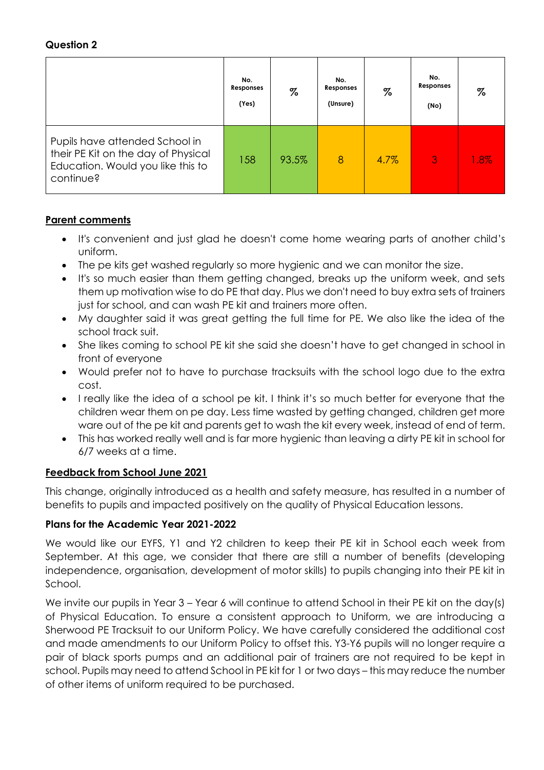**Question 2**

| | No. Responses (Yes) | % | No. Responses (Unsure) | % | No. Responses (No) | % |
|---|---|---|---|---|---|---|
| Pupils have attended School in their PE Kit on the day of Physical Education. Would you like this to continue? | 158 | 93.5% | 8 | 4.7% | 3 | 1.8% |

**Parent comments**

- It's convenient and just glad he doesn't come home wearing parts of another child's uniform.
- The pe kits get washed regularly so more hygienic and we can monitor the size.
- It's so much easier than them getting changed, breaks up the uniform week, and sets them up motivation wise to do PE that day. Plus we don't need to buy extra sets of trainers just for school, and can wash PE kit and trainers more often.
- My daughter said it was great getting the full time for PE. We also like the idea of the school track suit.
- She likes coming to school PE kit she said she doesn't have to get changed in school in front of everyone
- Would prefer not to have to purchase tracksuits with the school logo due to the extra cost.
- I really like the idea of a school pe kit. I think it's so much better for everyone that the children wear them on pe day. Less time wasted by getting changed, children get more ware out of the pe kit and parents get to wash the kit every week, instead of end of term.
- This has worked really well and is far more hygienic than leaving a dirty PE kit in school for 6/7 weeks at a time.

**Feedback from School June 2021**

This change, originally introduced as a health and safety measure, has resulted in a number of benefits to pupils and impacted positively on the quality of Physical Education lessons.

**Plans for the Academic Year 2021-2022**

We would like our EYFS, Y1 and Y2 children to keep their PE kit in School each week from September. At this age, we consider that there are still a number of benefits (developing independence, organisation, development of motor skills) to pupils changing into their PE kit in School.

We invite our pupils in Year 3 – Year 6 will continue to attend School in their PE kit on the day(s) of Physical Education. To ensure a consistent approach to Uniform, we are introducing a Sherwood PE Tracksuit to our Uniform Policy. We have carefully considered the additional cost and made amendments to our Uniform Policy to offset this. Y3-Y6 pupils will no longer require a pair of black sports pumps and an additional pair of trainers are not required to be kept in school. Pupils may need to attend School in PE kit for 1 or two days – this may reduce the number of other items of uniform required to be purchased.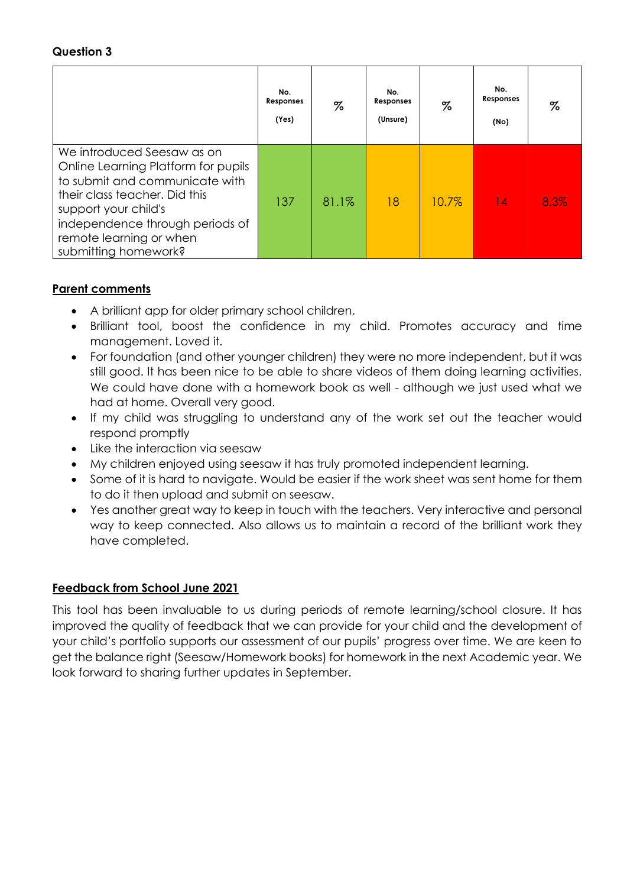**Question 3**

| | No. Responses (Yes) | % | No. Responses (Unsure) | % | No. Responses (No) | % |
|---|---|---|---|---|---|---|
| We introduced Seesaw as on Online Learning Platform for pupils to submit and communicate with their class teacher. Did this support your child's independence through periods of remote learning or when submitting homework? | 137 | 81.1% | 18 | 10.7% | 14 | 8.3% |

**Parent comments**

- A brilliant app for older primary school children.
- Brilliant tool, boost the confidence in my child. Promotes accuracy and time management. Loved it.
- For foundation (and other younger children) they were no more independent, but it was still good. It has been nice to be able to share videos of them doing learning activities. We could have done with a homework book as well - although we just used what we had at home. Overall very good.
- If my child was struggling to understand any of the work set out the teacher would respond promptly
- Like the interaction via seesaw
- My children enjoyed using seesaw it has truly promoted independent learning.
- Some of it is hard to navigate. Would be easier if the work sheet was sent home for them to do it then upload and submit on seesaw.
- Yes another great way to keep in touch with the teachers. Very interactive and personal way to keep connected. Also allows us to maintain a record of the brilliant work they have completed.

**Feedback from School June 2021**

This tool has been invaluable to us during periods of remote learning/school closure. It has improved the quality of feedback that we can provide for your child and the development of your child's portfolio supports our assessment of our pupils' progress over time. We are keen to get the balance right (Seesaw/Homework books) for homework in the next Academic year. We look forward to sharing further updates in September.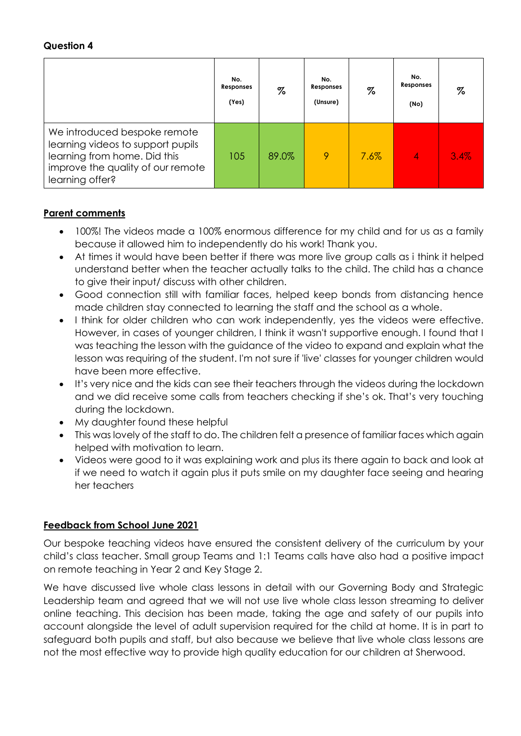**Question 4**

| | No. Responses (Yes) | % | No. Responses (Unsure) | % | No. Responses (No) | % |
|---|---|---|---|---|---|---|
| We introduced bespoke remote learning videos to support pupils learning from home. Did this improve the quality of our remote learning offer? | 105 | 89.0% | 9 | 7.6% | 4 | 3.4% |

**Parent comments**

- 100%! The videos made a 100% enormous difference for my child and for us as a family because it allowed him to independently do his work! Thank you.
- At times it would have been better if there was more live group calls as i think it helped understand better when the teacher actually talks to the child. The child has a chance to give their input/ discuss with other children.
- Good connection still with familiar faces, helped keep bonds from distancing hence made children stay connected to learning the staff and the school as a whole.
- I think for older children who can work independently, yes the videos were effective. However, in cases of younger children, I think it wasn't supportive enough. I found that I was teaching the lesson with the guidance of the video to expand and explain what the lesson was requiring of the student. I'm not sure if 'live' classes for younger children would have been more effective.
- It's very nice and the kids can see their teachers through the videos during the lockdown and we did receive some calls from teachers checking if she's ok. That's very touching during the lockdown.
- My daughter found these helpful
- This was lovely of the staff to do. The children felt a presence of familiar faces which again helped with motivation to learn.
- Videos were good to it was explaining work and plus its there again to back and look at if we need to watch it again plus it puts smile on my daughter face seeing and hearing her teachers

**Feedback from School June 2021**

Our bespoke teaching videos have ensured the consistent delivery of the curriculum by your child's class teacher. Small group Teams and 1:1 Teams calls have also had a positive impact on remote teaching in Year 2 and Key Stage 2.

We have discussed live whole class lessons in detail with our Governing Body and Strategic Leadership team and agreed that we will not use live whole class lesson streaming to deliver online teaching. This decision has been made, taking the age and safety of our pupils into account alongside the level of adult supervision required for the child at home. It is in part to safeguard both pupils and staff, but also because we believe that live whole class lessons are not the most effective way to provide high quality education for our children at Sherwood.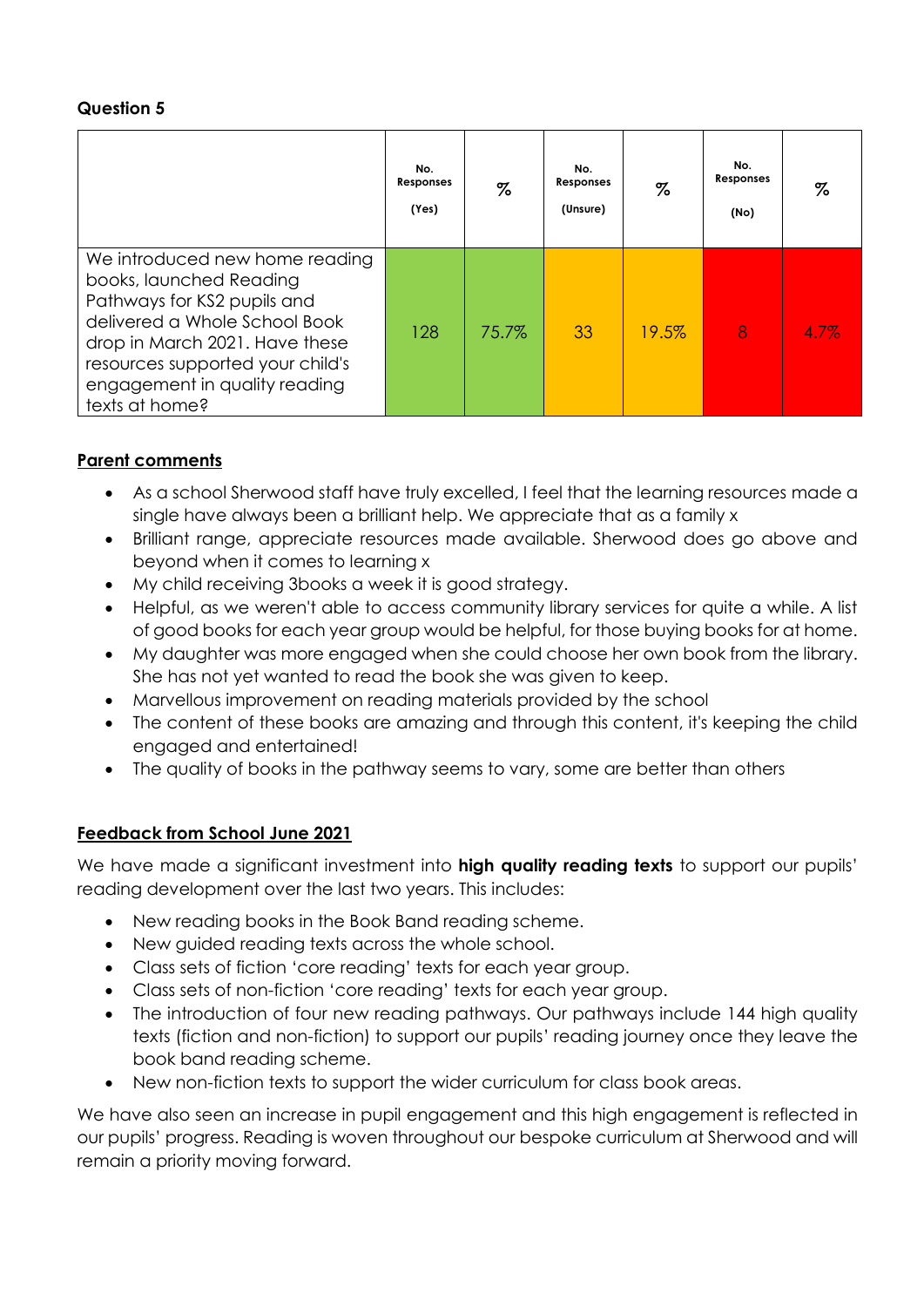**Question 5**

| | No. Responses (Yes) | % | No. Responses (Unsure) | % | No. Responses (No) | % |
|---|---|---|---|---|---|---|
| We introduced new home reading books, launched Reading Pathways for KS2 pupils and delivered a Whole School Book drop in March 2021. Have these resources supported your child's engagement in quality reading texts at home? | 128 | 75.7% | 33 | 19.5% | 8 | 4.7% |

**Parent comments**

- As a school Sherwood staff have truly excelled, I feel that the learning resources made a single have always been a brilliant help. We appreciate that as a family x
- Brilliant range, appreciate resources made available. Sherwood does go above and beyond when it comes to learning x
- My child receiving 3books a week it is good strategy.
- Helpful, as we weren't able to access community library services for quite a while. A list of good books for each year group would be helpful, for those buying books for at home.
- My daughter was more engaged when she could choose her own book from the library. She has not yet wanted to read the book she was given to keep.
- Marvellous improvement on reading materials provided by the school
- The content of these books are amazing and through this content, it's keeping the child engaged and entertained!
- The quality of books in the pathway seems to vary, some are better than others

**Feedback from School June 2021**

We have made a significant investment into **high quality reading texts** to support our pupils' reading development over the last two years. This includes:

- New reading books in the Book Band reading scheme.
- New guided reading texts across the whole school.
- Class sets of fiction 'core reading' texts for each year group.
- Class sets of non-fiction 'core reading' texts for each year group.
- The introduction of four new reading pathways. Our pathways include 144 high quality texts (fiction and non-fiction) to support our pupils' reading journey once they leave the book band reading scheme.
- New non-fiction texts to support the wider curriculum for class book areas.

We have also seen an increase in pupil engagement and this high engagement is reflected in our pupils' progress. Reading is woven throughout our bespoke curriculum at Sherwood and will remain a priority moving forward.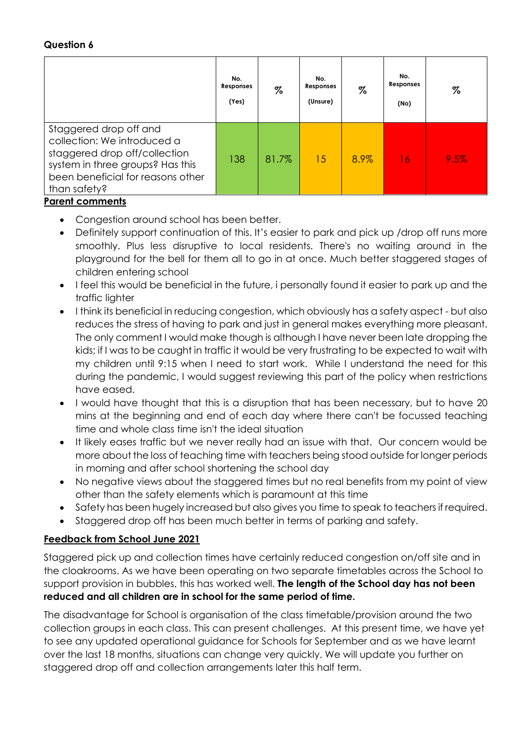**Question 6**

| | No. Responses (Yes) | % | No. Responses (Unsure) | % | No. Responses (No) | % |
|---|---|---|---|---|---|---|
| Staggered drop off and collection: We introduced a staggered drop off/collection system in three groups? Has this been beneficial for reasons other than safety? | 138 | 81.7% | 15 | 8.9% | 16 | 9.5% |

**Parent comments**

- Congestion around school has been better.
- Definitely support continuation of this. It's easier to park and pick up /drop off runs more smoothly. Plus less disruptive to local residents. There's no waiting around in the playground for the bell for them all to go in at once. Much better staggered stages of children entering school
- I feel this would be beneficial in the future, i personally found it easier to park up and the traffic lighter
- I think its beneficial in reducing congestion, which obviously has a safety aspect - but also reduces the stress of having to park and just in general makes everything more pleasant. The only comment I would make though is although I have never been late dropping the kids; if I was to be caught in traffic it would be very frustrating to be expected to wait with my children until 9:15 when I need to start work. While I understand the need for this during the pandemic, I would suggest reviewing this part of the policy when restrictions have eased.
- I would have thought that this is a disruption that has been necessary, but to have 20 mins at the beginning and end of each day where there can't be focussed teaching time and whole class time isn't the ideal situation
- It likely eases traffic but we never really had an issue with that. Our concern would be more about the loss of teaching time with teachers being stood outside for longer periods in morning and after school shortening the school day
- No negative views about the staggered times but no real benefits from my point of view other than the safety elements which is paramount at this time
- Safety has been hugely increased but also gives you time to speak to teachers if required.
- Staggered drop off has been much better in terms of parking and safety.

**Feedback from School June 2021**

Staggered pick up and collection times have certainly reduced congestion on/off site and in the cloakrooms. As we have been operating on two separate timetables across the School to support provision in bubbles, this has worked well. **The length of the School day has not been reduced and all children are in school for the same period of time.**

The disadvantage for School is organisation of the class timetable/provision around the two collection groups in each class. This can present challenges. At this present time, we have yet to see any updated operational guidance for Schools for September and as we have learnt over the last 18 months, situations can change very quickly. We will update you further on staggered drop off and collection arrangements later this half term.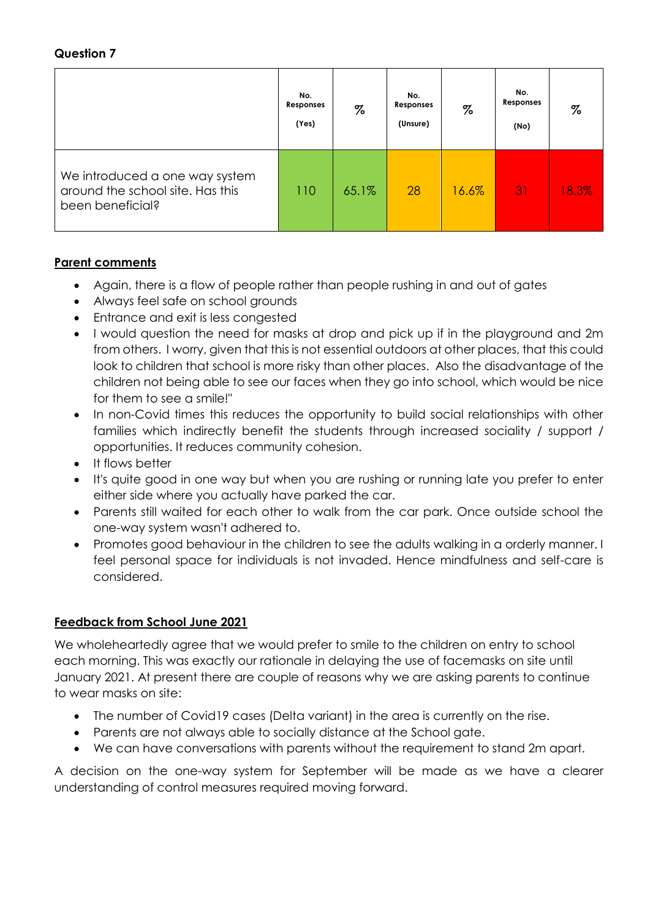**Question 7**

| | No. Responses (Yes) | % | No. Responses (Unsure) | % | No. Responses (No) | % |
|---|---|---|---|---|---|---|
| We introduced a one way system around the school site. Has this been beneficial? | 110 | 65.1% | 28 | 16.6% | 31 | 18.3% |

**Parent comments**

- Again, there is a flow of people rather than people rushing in and out of gates
- Always feel safe on school grounds
- Entrance and exit is less congested
- I would question the need for masks at drop and pick up if in the playground and 2m from others. I worry, given that this is not essential outdoors at other places, that this could look to children that school is more risky than other places. Also the disadvantage of the children not being able to see our faces when they go into school, which would be nice for them to see a smile!"
- In non-Covid times this reduces the opportunity to build social relationships with other families which indirectly benefit the students through increased sociality / support / opportunities. It reduces community cohesion.
- It flows better
- It's quite good in one way but when you are rushing or running late you prefer to enter either side where you actually have parked the car.
- Parents still waited for each other to walk from the car park. Once outside school the one-way system wasn't adhered to.
- Promotes good behaviour in the children to see the adults walking in a orderly manner. I feel personal space for individuals is not invaded. Hence mindfulness and self-care is considered.

**Feedback from School June 2021**

We wholeheartedly agree that we would prefer to smile to the children on entry to school each morning. This was exactly our rationale in delaying the use of facemasks on site until January 2021. At present there are couple of reasons why we are asking parents to continue to wear masks on site:

- The number of Covid19 cases (Delta variant) in the area is currently on the rise.
- Parents are not always able to socially distance at the School gate.
- We can have conversations with parents without the requirement to stand 2m apart.

A decision on the one-way system for September will be made as we have a clearer understanding of control measures required moving forward.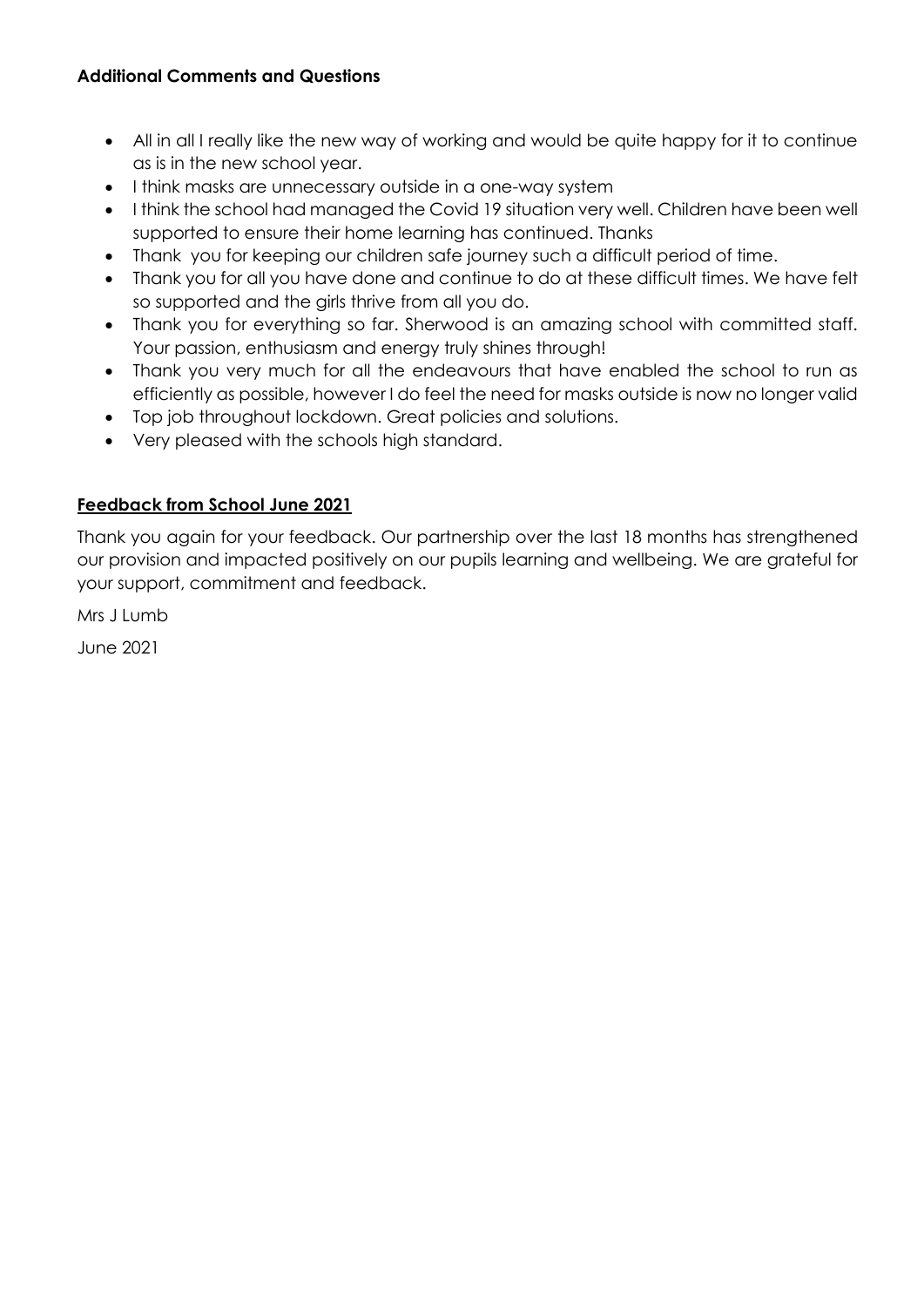**Additional Comments and Questions**

- All in all I really like the new way of working and would be quite happy for it to continue as is in the new school year.
- I think masks are unnecessary outside in a one-way system
- I think the school had managed the Covid 19 situation very well. Children have been well supported to ensure their home learning has continued. Thanks
- Thank you for keeping our children safe journey such a difficult period of time.
- Thank you for all you have done and continue to do at these difficult times. We have felt so supported and the girls thrive from all you do.
- Thank you for everything so far. Sherwood is an amazing school with committed staff. Your passion, enthusiasm and energy truly shines through!
- Thank you very much for all the endeavours that have enabled the school to run as efficiently as possible, however I do feel the need for masks outside is now no longer valid
- Top job throughout lockdown. Great policies and solutions.
- Very pleased with the schools high standard.

**Feedback from School June 2021**

Thank you again for your feedback. Our partnership over the last 18 months has strengthened our provision and impacted positively on our pupils learning and wellbeing. We are grateful for your support, commitment and feedback.

Mrs J Lumb

June 2021